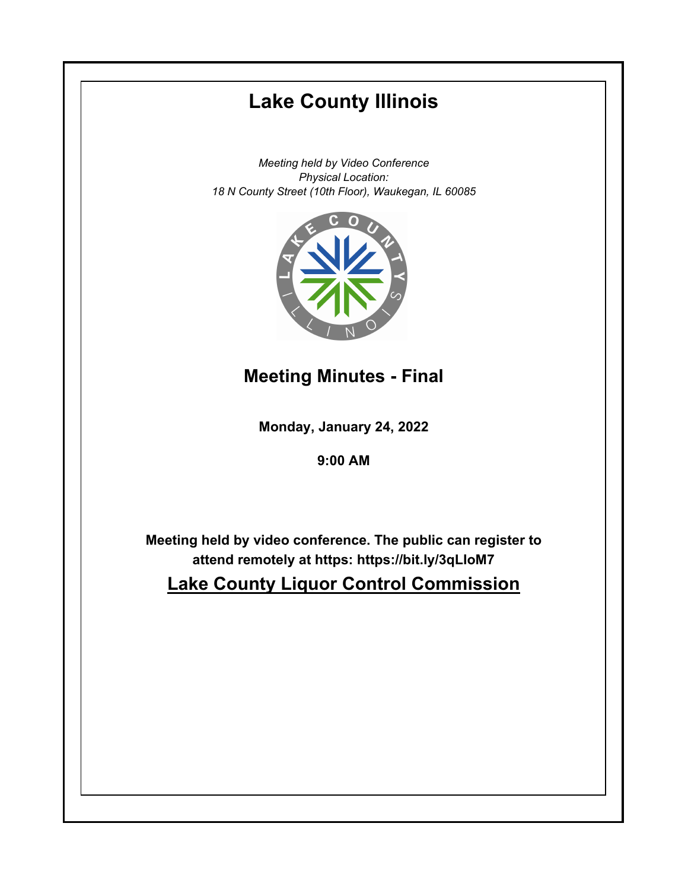# Lake County Illinois

*Meeting held by Video Conference*
*Physical Location:*
*18 N County Street (10th Floor), Waukegan, IL 60085*

## Meeting Minutes - Final

**Monday, January 24, 2022**

**9:00 AM**

**Meeting held by video conference. The public can register to attend remotely at https: https://bit.ly/3qLIoM7**

## Lake County Liquor Control Commission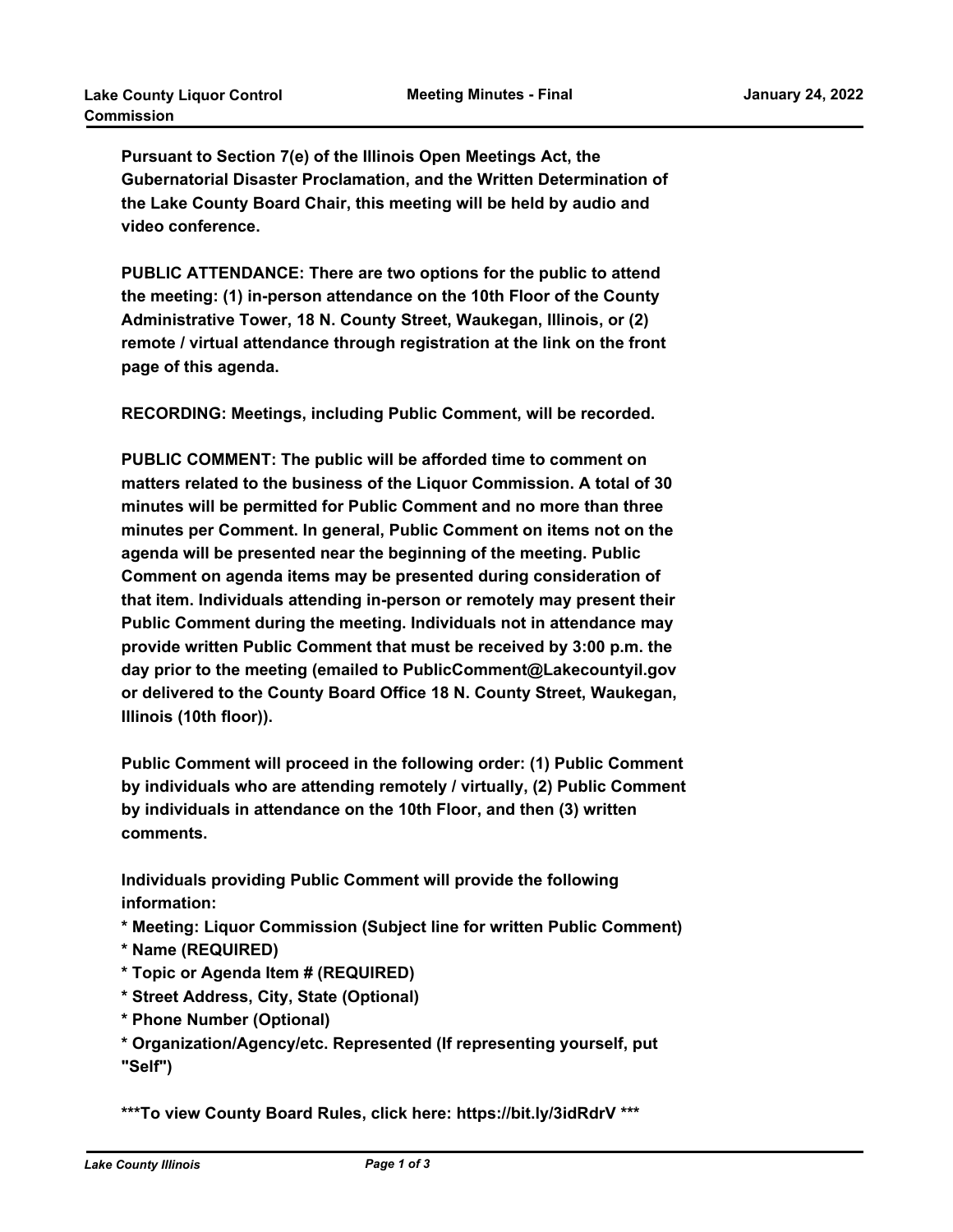**Pursuant to Section 7(e) of the Illinois Open Meetings Act, the Gubernatorial Disaster Proclamation, and the Written Determination of the Lake County Board Chair, this meeting will be held by audio and video conference.**

**PUBLIC ATTENDANCE: There are two options for the public to attend the meeting: (1) in-person attendance on the 10th Floor of the County Administrative Tower, 18 N. County Street, Waukegan, Illinois, or (2) remote / virtual attendance through registration at the link on the front page of this agenda.**

**RECORDING: Meetings, including Public Comment, will be recorded.**

**PUBLIC COMMENT: The public will be afforded time to comment on matters related to the business of the Liquor Commission. A total of 30 minutes will be permitted for Public Comment and no more than three minutes per Comment. In general, Public Comment on items not on the agenda will be presented near the beginning of the meeting. Public Comment on agenda items may be presented during consideration of that item. Individuals attending in-person or remotely may present their Public Comment during the meeting. Individuals not in attendance may provide written Public Comment that must be received by 3:00 p.m. the day prior to the meeting (emailed to PublicComment@Lakecountyil.gov or delivered to the County Board Office 18 N. County Street, Waukegan, Illinois (10th floor)).**

**Public Comment will proceed in the following order: (1) Public Comment by individuals who are attending remotely / virtually, (2) Public Comment by individuals in attendance on the 10th Floor, and then (3) written comments.**

**Individuals providing Public Comment will provide the following information:**

**\* Meeting: Liquor Commission (Subject line for written Public Comment)**
**\* Name (REQUIRED)**
**\* Topic or Agenda Item # (REQUIRED)**
**\* Street Address, City, State (Optional)**
**\* Phone Number (Optional)**
**\* Organization/Agency/etc. Represented (If representing yourself, put "Self")**

**\*\*\*To view County Board Rules, click here: https://bit.ly/3idRdrV \*\*\***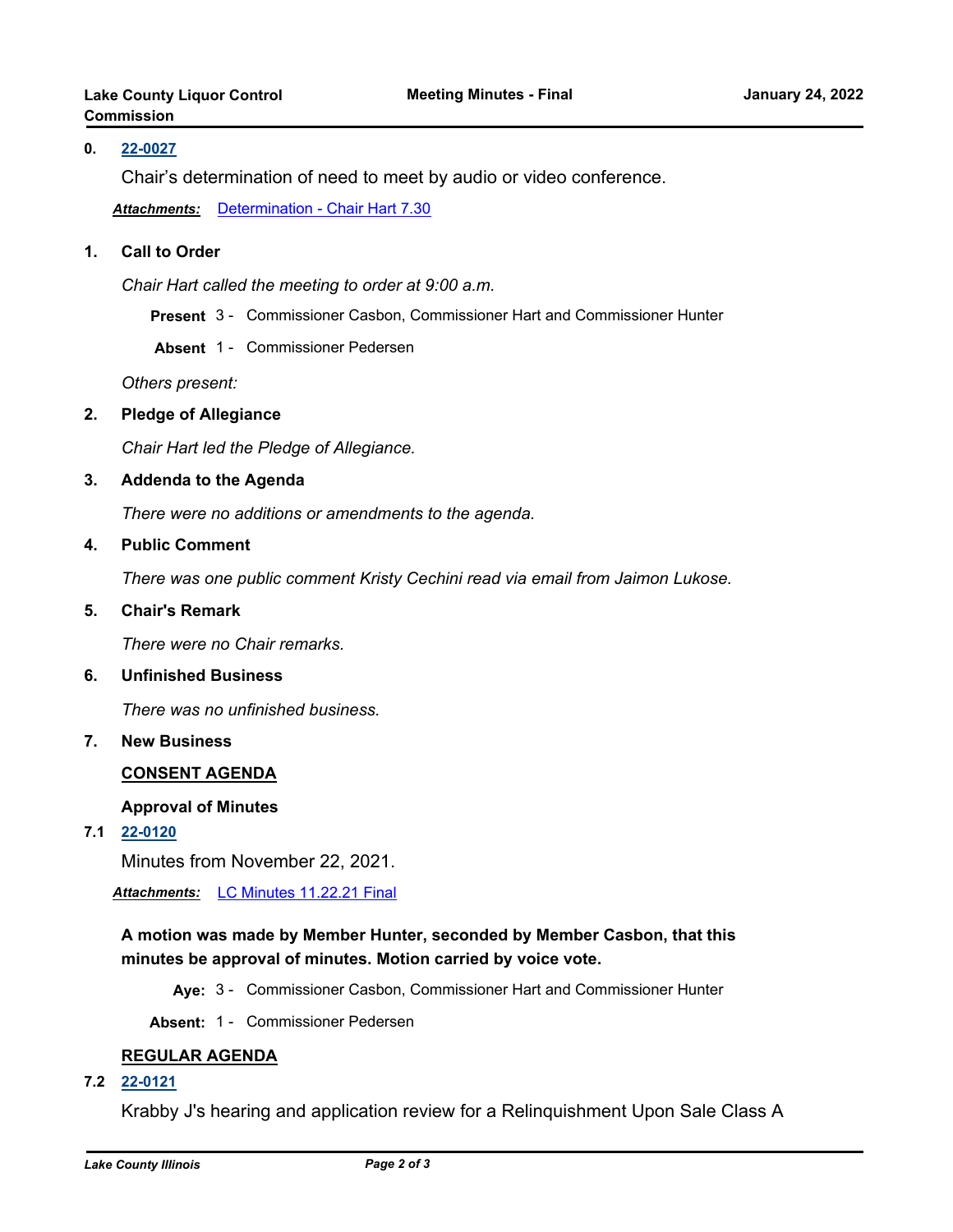**0.** **22-0027**

Chair's determination of need to meet by audio or video conference.

***Attachments:*** Determination - Chair Hart 7.30

**1.** **Call to Order**

*Chair Hart called the meeting to order at 9:00 a.m.*

**Present** 3 - Commissioner Casbon, Commissioner Hart and Commissioner Hunter

**Absent** 1 - Commissioner Pedersen

*Others present:*

**2.** **Pledge of Allegiance**

*Chair Hart led the Pledge of Allegiance.*

**3.** **Addenda to the Agenda**

*There were no additions or amendments to the agenda.*

**4.** **Public Comment**

*There was one public comment Kristy Cechini read via email from Jaimon Lukose.*

**5.** **Chair's Remark**

*There were no Chair remarks.*

**6.** **Unfinished Business**

*There was no unfinished business.*

**7.** **New Business**

**CONSENT AGENDA**

**Approval of Minutes**

**7.1** **22-0120**

Minutes from November 22, 2021.

***Attachments:*** LC Minutes 11.22.21 Final

**A motion was made by Member Hunter, seconded by Member Casbon, that this minutes be approval of minutes. Motion carried by voice vote.**

**Aye:** 3 - Commissioner Casbon, Commissioner Hart and Commissioner Hunter

**Absent:** 1 - Commissioner Pedersen

**REGULAR AGENDA**

**7.2** **22-0121**

Krabby J's hearing and application review for a Relinquishment Upon Sale Class A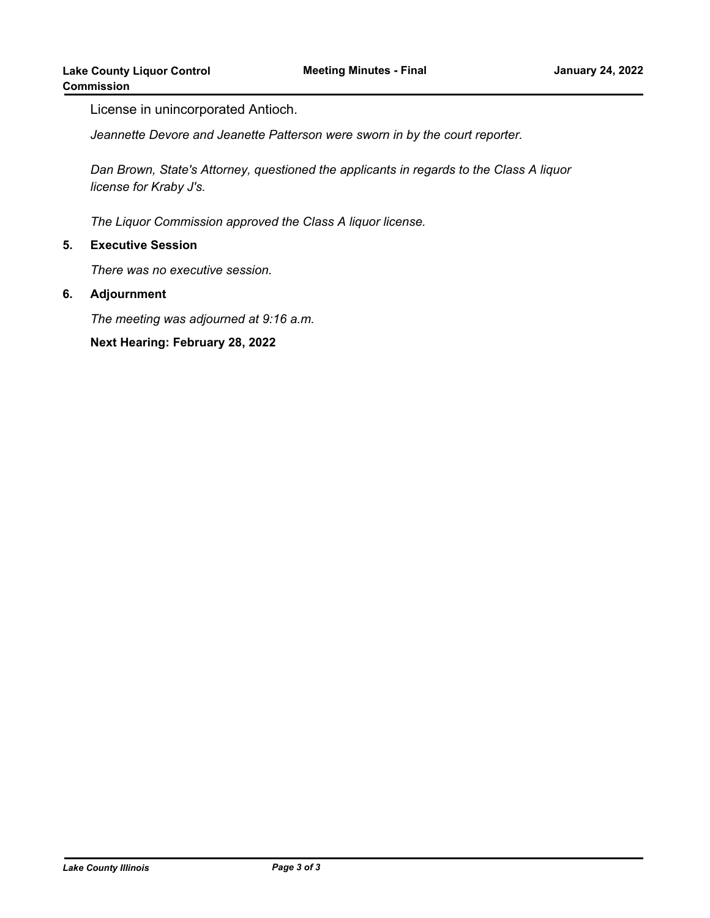License in unincorporated Antioch.

*Jeannette Devore and Jeanette Patterson were sworn in by the court reporter.*

*Dan Brown, State's Attorney, questioned the applicants in regards to the Class A liquor license for Kraby J's.*

*The Liquor Commission approved the Class A liquor license.*

**5. Executive Session**

*There was no executive session.*

**6. Adjournment**

*The meeting was adjourned at 9:16 a.m.*

**Next Hearing: February 28, 2022**